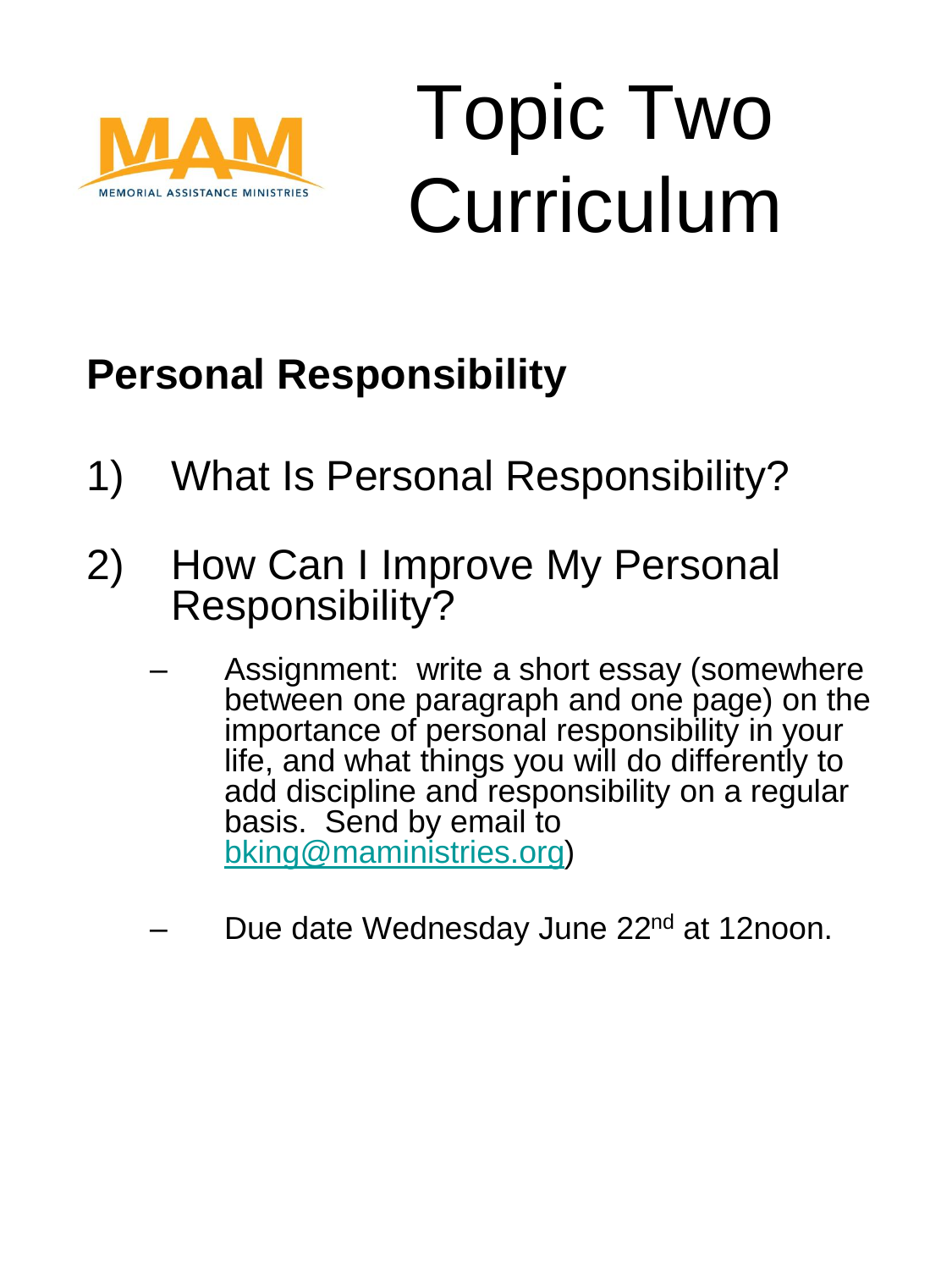MAM

MEMORIAL ASSISTANCE MINISTRIES

# Topic Two Curriculum

## Personal Responsibility

1) What Is Personal Responsibility?

2) How Can I Improve My Personal Responsibility?

   – Assignment: write a short essay (somewhere between one paragraph and one page) on the importance of personal responsibility in your life, and what things you will do differently to add discipline and responsibility on a regular basis. Send by email to bking@maministries.org)

   – Due date Wednesday June 22nd at 12noon.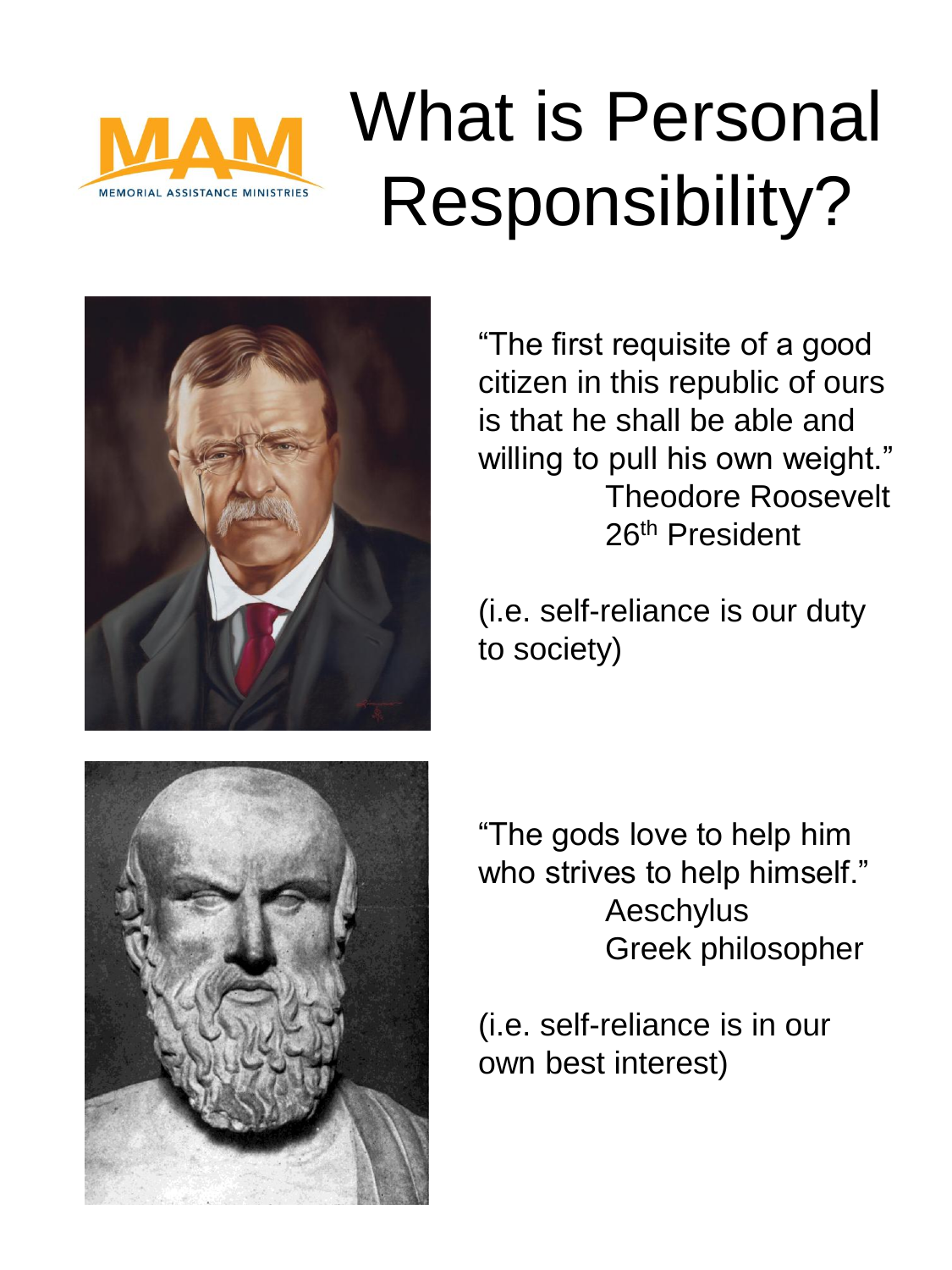MEMORIAL ASSISTANCE MINISTRIES

# What is Personal Responsibility?

"The first requisite of a good citizen in this republic of ours is that he shall be able and willing to pull his own weight."
Theodore Roosevelt
26th President

(i.e. self-reliance is our duty to society)

"The gods love to help him who strives to help himself."
Aeschylus
Greek philosopher

(i.e. self-reliance is in our own best interest)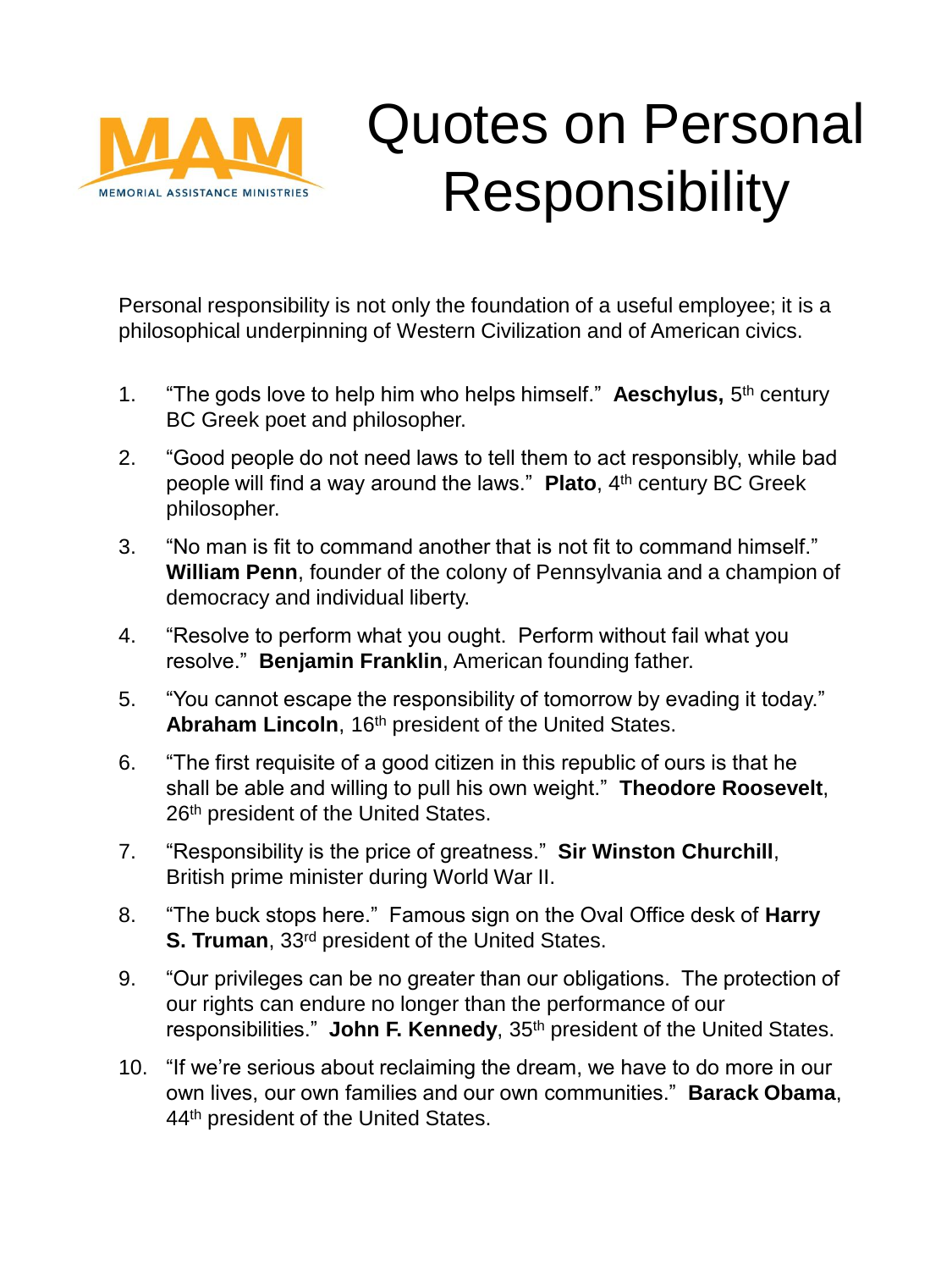MAM
MEMORIAL ASSISTANCE MINISTRIES

# Quotes on Personal Responsibility

Personal responsibility is not only the foundation of a useful employee; it is a philosophical underpinning of Western Civilization and of American civics.

1. "The gods love to help him who helps himself." **Aeschylus,** 5th century BC Greek poet and philosopher.
2. "Good people do not need laws to tell them to act responsibly, while bad people will find a way around the laws." **Plato**, 4th century BC Greek philosopher.
3. "No man is fit to command another that is not fit to command himself." **William Penn**, founder of the colony of Pennsylvania and a champion of democracy and individual liberty.
4. "Resolve to perform what you ought. Perform without fail what you resolve." **Benjamin Franklin**, American founding father.
5. "You cannot escape the responsibility of tomorrow by evading it today." **Abraham Lincoln**, 16th president of the United States.
6. "The first requisite of a good citizen in this republic of ours is that he shall be able and willing to pull his own weight." **Theodore Roosevelt**, 26th president of the United States.
7. "Responsibility is the price of greatness." **Sir Winston Churchill**, British prime minister during World War II.
8. "The buck stops here." Famous sign on the Oval Office desk of **Harry S. Truman**, 33rd president of the United States.
9. "Our privileges can be no greater than our obligations. The protection of our rights can endure no longer than the performance of our responsibilities." **John F. Kennedy**, 35th president of the United States.
10. "If we're serious about reclaiming the dream, we have to do more in our own lives, our own families and our own communities." **Barack Obama**, 44th president of the United States.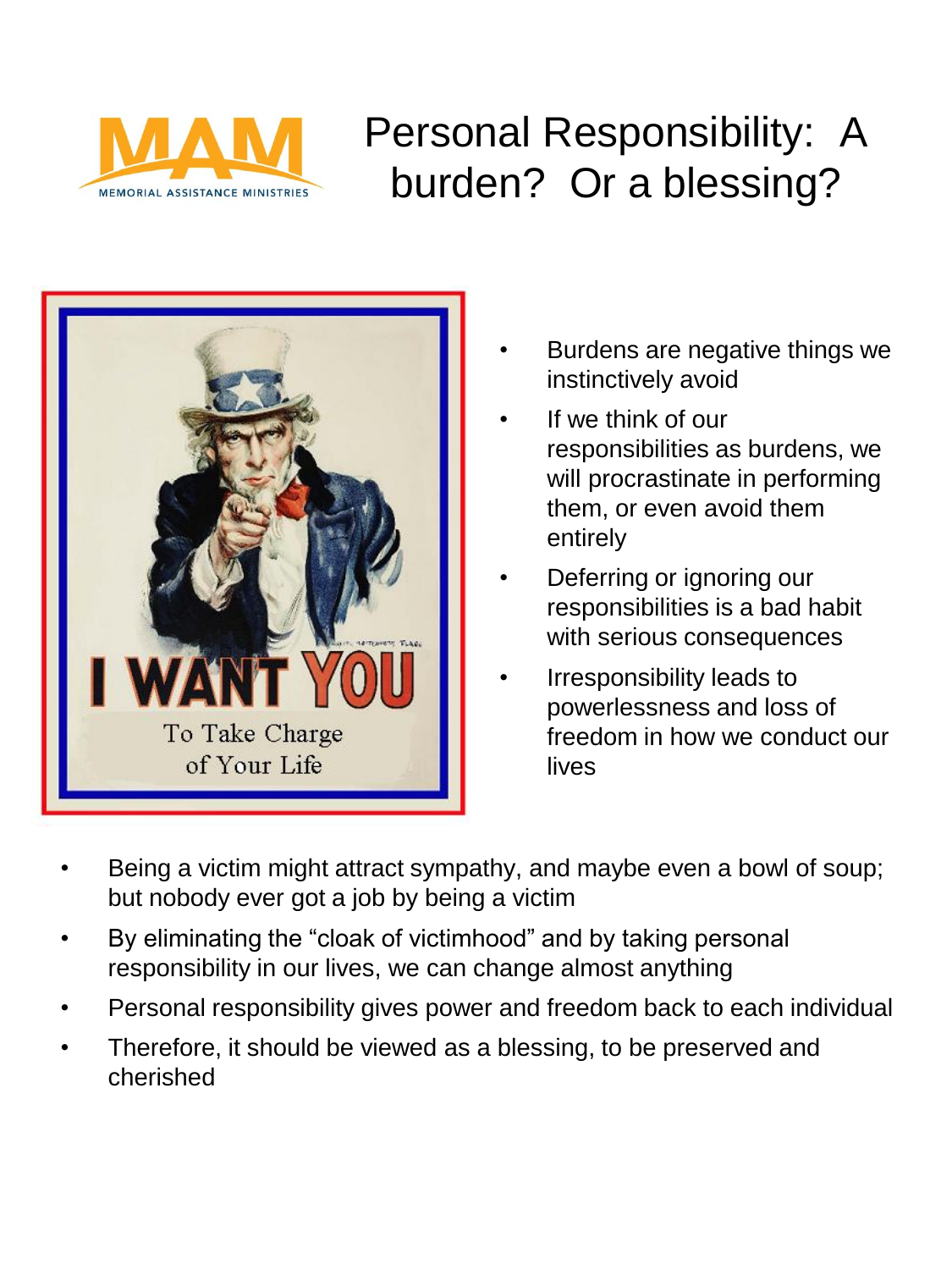MEMORIAL ASSISTANCE MINISTRIES

# Personal Responsibility: A burden? Or a blessing?

I WANT YOU To Take Charge of Your Life

- Burdens are negative things we instinctively avoid
- If we think of our responsibilities as burdens, we will procrastinate in performing them, or even avoid them entirely
- Deferring or ignoring our responsibilities is a bad habit with serious consequences
- Irresponsibility leads to powerlessness and loss of freedom in how we conduct our lives

- Being a victim might attract sympathy, and maybe even a bowl of soup; but nobody ever got a job by being a victim
- By eliminating the “cloak of victimhood” and by taking personal responsibility in our lives, we can change almost anything
- Personal responsibility gives power and freedom back to each individual
- Therefore, it should be viewed as a blessing, to be preserved and cherished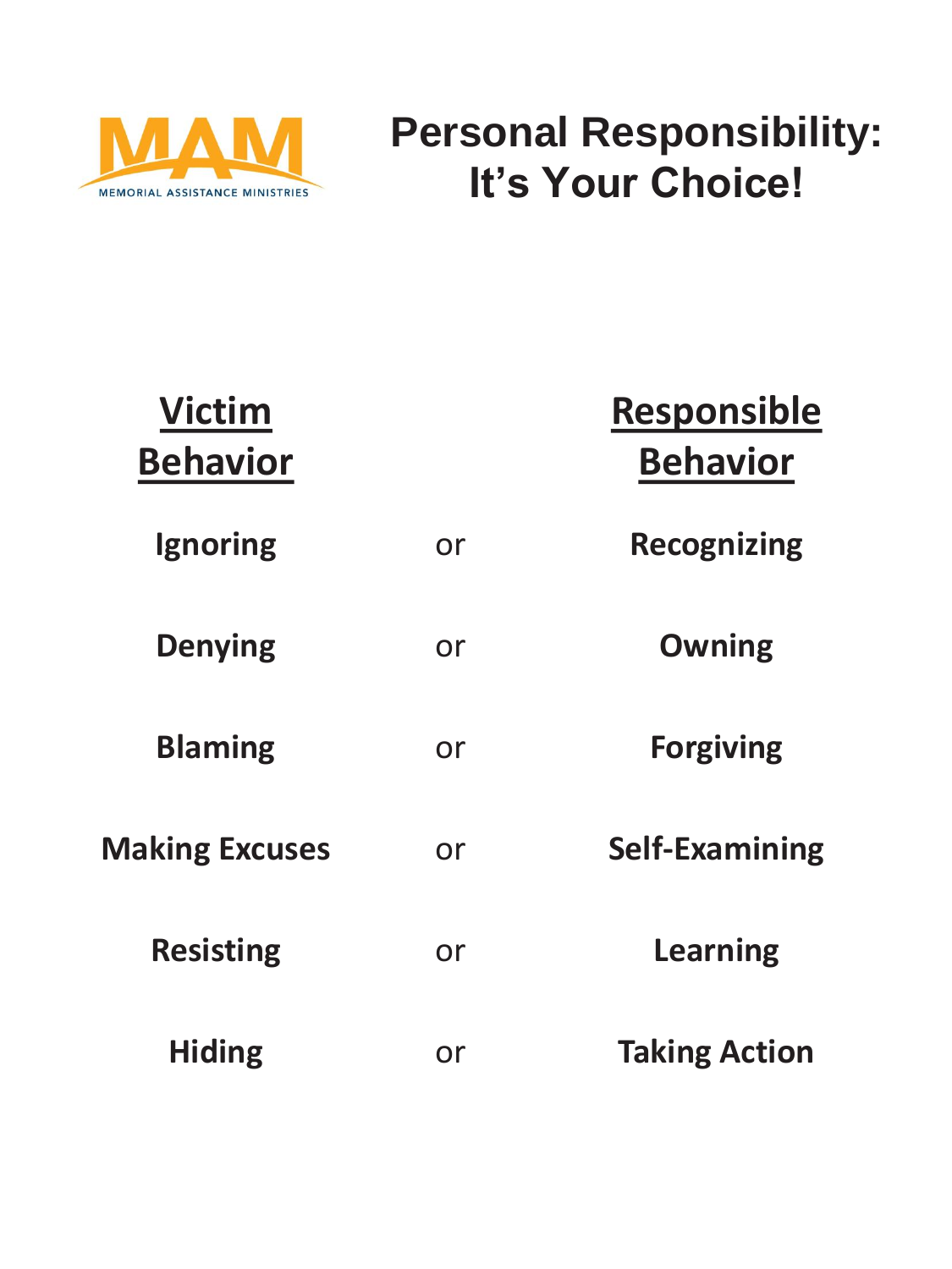MAM MEMORIAL ASSISTANCE MINISTRIES

# Personal Responsibility: It's Your Choice!

| Victim Behavior | | Responsible Behavior |
| --- | --- | --- |
| **Ignoring** | or | **Recognizing** |
| **Denying** | or | **Owning** |
| **Blaming** | or | **Forgiving** |
| **Making Excuses** | or | **Self-Examining** |
| **Resisting** | or | **Learning** |
| **Hiding** | or | **Taking Action** |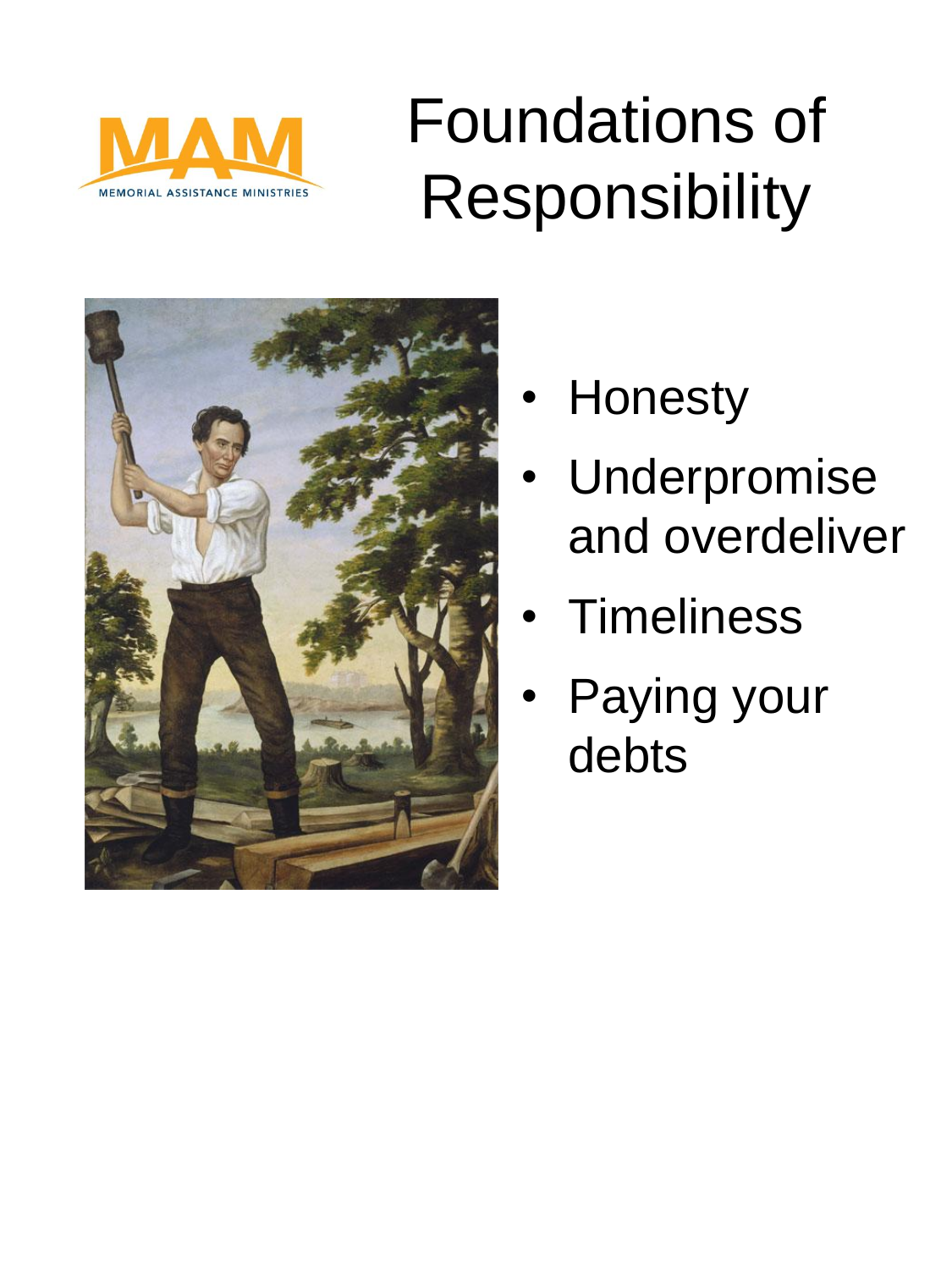# Foundations of Responsibility

- Honesty
- Underpromise and overdeliver
- Timeliness
- Paying your debts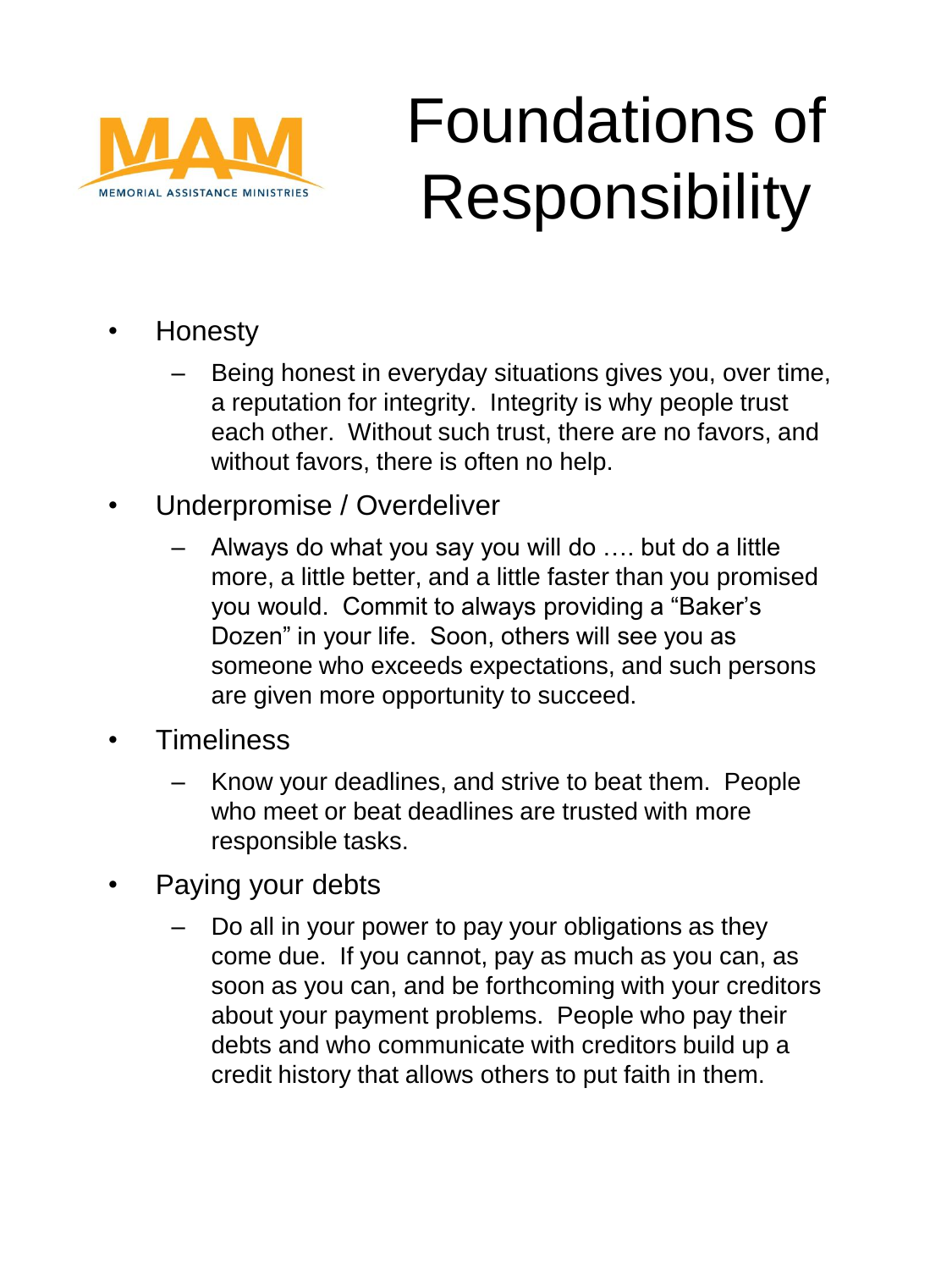MAM
MEMORIAL ASSISTANCE MINISTRIES

# Foundations of Responsibility

- Honesty
  - Being honest in everyday situations gives you, over time, a reputation for integrity. Integrity is why people trust each other. Without such trust, there are no favors, and without favors, there is often no help.
- Underpromise / Overdeliver
  - Always do what you say you will do …. but do a little more, a little better, and a little faster than you promised you would. Commit to always providing a "Baker's Dozen" in your life. Soon, others will see you as someone who exceeds expectations, and such persons are given more opportunity to succeed.
- Timeliness
  - Know your deadlines, and strive to beat them. People who meet or beat deadlines are trusted with more responsible tasks.
- Paying your debts
  - Do all in your power to pay your obligations as they come due. If you cannot, pay as much as you can, as soon as you can, and be forthcoming with your creditors about your payment problems. People who pay their debts and who communicate with creditors build up a credit history that allows others to put faith in them.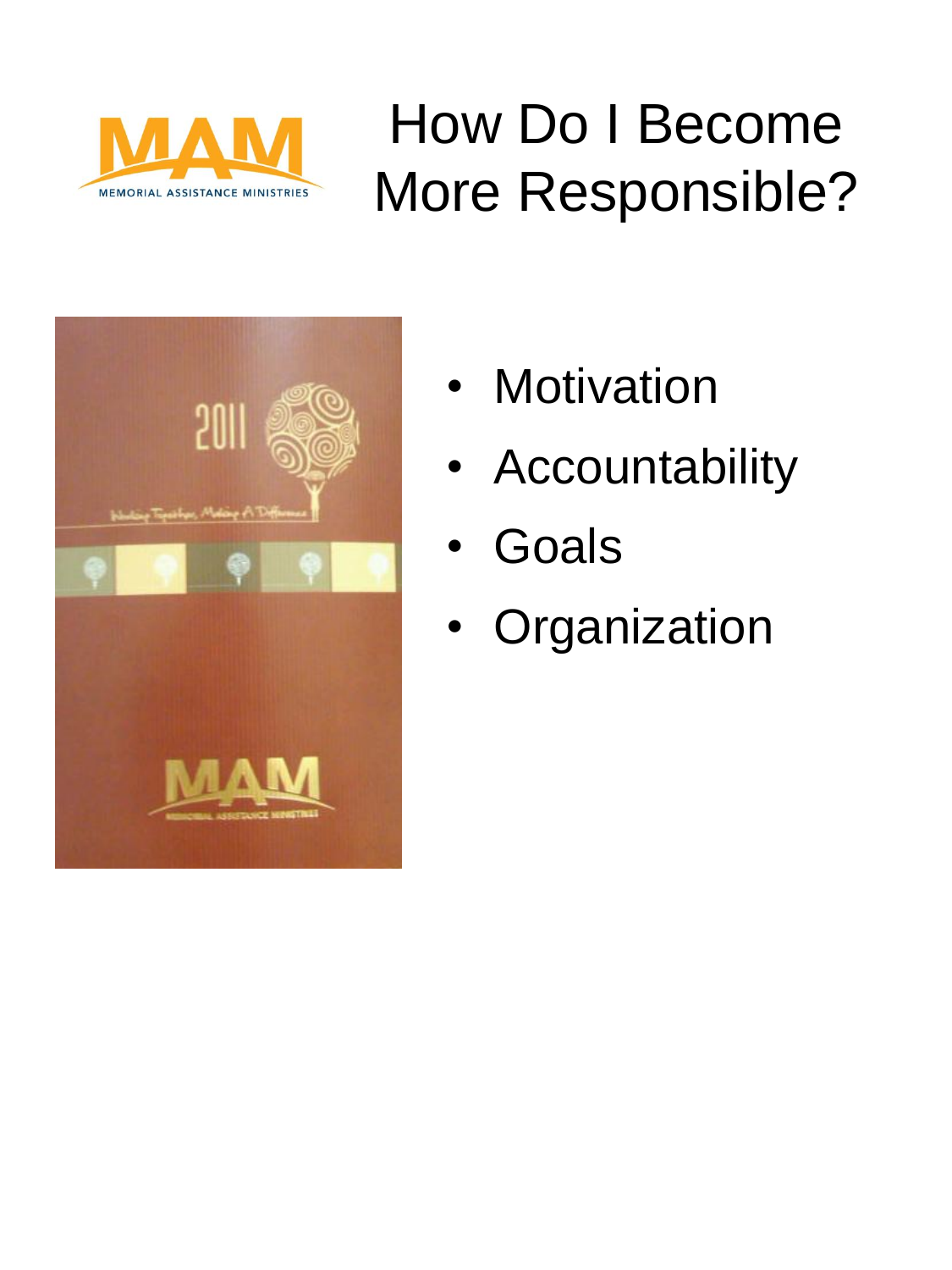# How Do I Become More Responsible?

- Motivation
- Accountability
- Goals
- Organization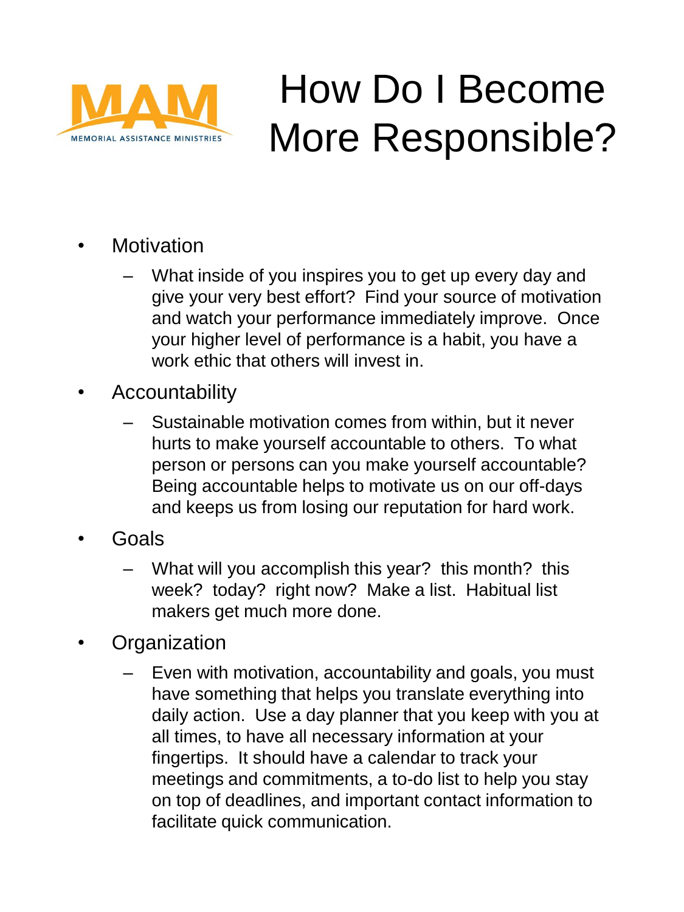MAM

MEMORIAL ASSISTANCE MINISTRIES

# How Do I Become More Responsible?

- Motivation
  - What inside of you inspires you to get up every day and give your very best effort? Find your source of motivation and watch your performance immediately improve. Once your higher level of performance is a habit, you have a work ethic that others will invest in.
- Accountability
  - Sustainable motivation comes from within, but it never hurts to make yourself accountable to others. To what person or persons can you make yourself accountable? Being accountable helps to motivate us on our off-days and keeps us from losing our reputation for hard work.
- Goals
  - What will you accomplish this year? this month? this week? today? right now? Make a list. Habitual list makers get much more done.
- Organization
  - Even with motivation, accountability and goals, you must have something that helps you translate everything into daily action. Use a day planner that you keep with you at all times, to have all necessary information at your fingertips. It should have a calendar to track your meetings and commitments, a to-do list to help you stay on top of deadlines, and important contact information to facilitate quick communication.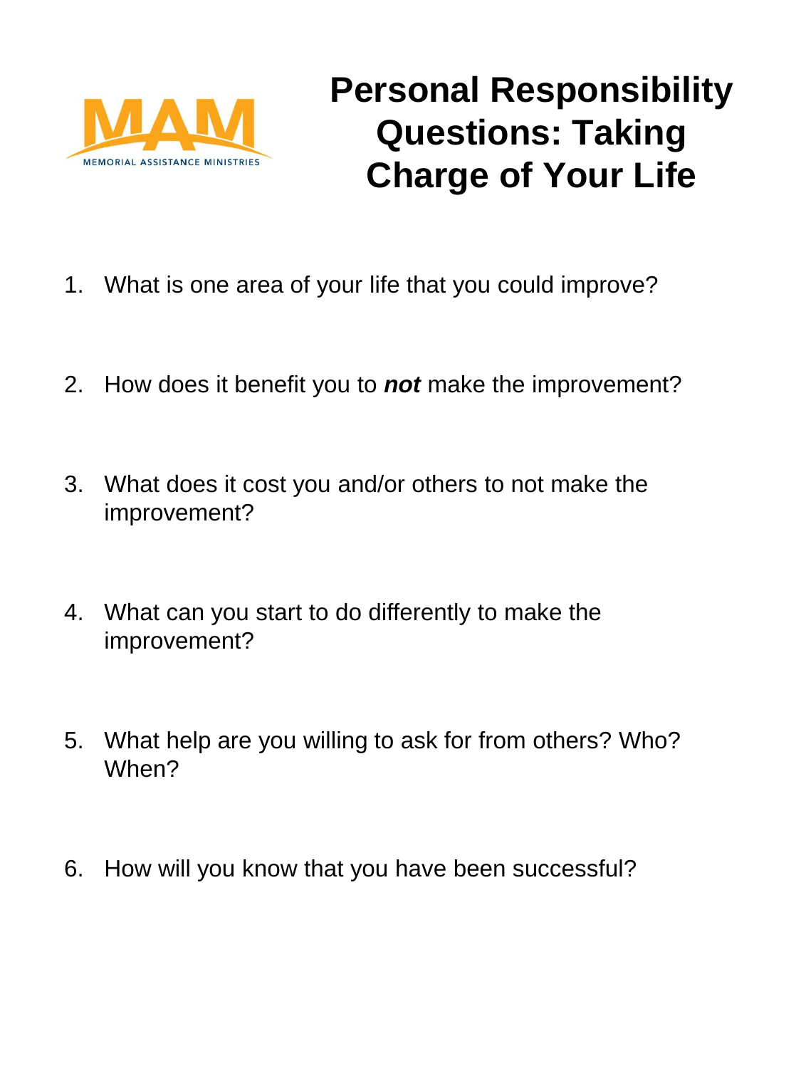MAM
MEMORIAL ASSISTANCE MINISTRIES

# Personal Responsibility Questions: Taking Charge of Your Life

1. What is one area of your life that you could improve?
2. How does it benefit you to ***not*** make the improvement?
3. What does it cost you and/or others to not make the improvement?
4. What can you start to do differently to make the improvement?
5. What help are you willing to ask for from others? Who? When?
6. How will you know that you have been successful?